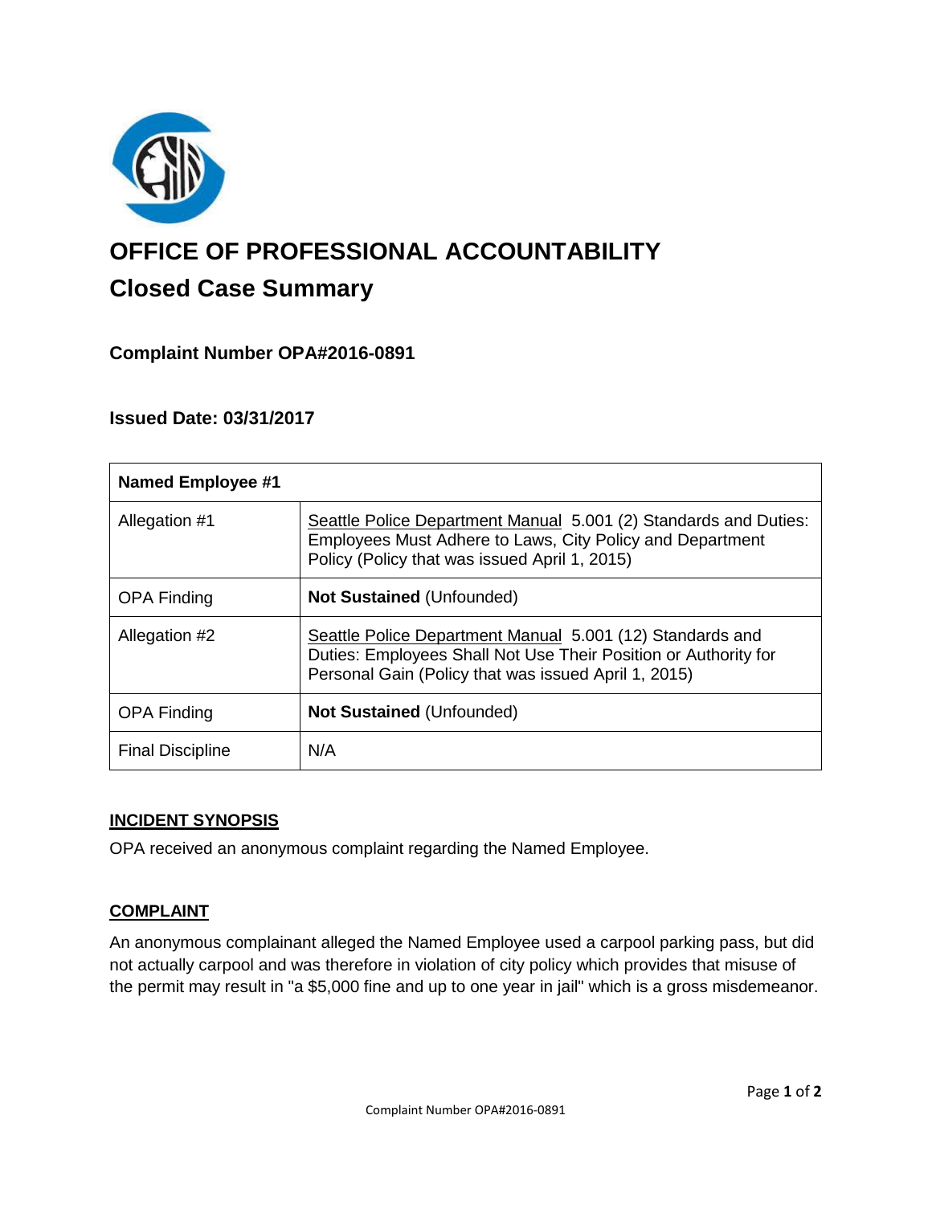# OFFICE OF PROFESSIONAL ACCOUNTABILITY

## Closed Case Summary

### Complaint Number OPA#2016-0891

### Issued Date: 03/31/2017

| Named Employee #1 | |
|---|---|
| Allegation #1 | Seattle Police Department Manual 5.001 (2) Standards and Duties: Employees Must Adhere to Laws, City Policy and Department Policy (Policy that was issued April 1, 2015) |
| OPA Finding | **Not Sustained** (Unfounded) |
| Allegation #2 | Seattle Police Department Manual 5.001 (12) Standards and Duties: Employees Shall Not Use Their Position or Authority for Personal Gain (Policy that was issued April 1, 2015) |
| OPA Finding | **Not Sustained** (Unfounded) |
| Final Discipline | N/A |

**INCIDENT SYNOPSIS**

OPA received an anonymous complaint regarding the Named Employee.

**COMPLAINT**

An anonymous complainant alleged the Named Employee used a carpool parking pass, but did not actually carpool and was therefore in violation of city policy which provides that misuse of the permit may result in "a $5,000 fine and up to one year in jail" which is a gross misdemeanor.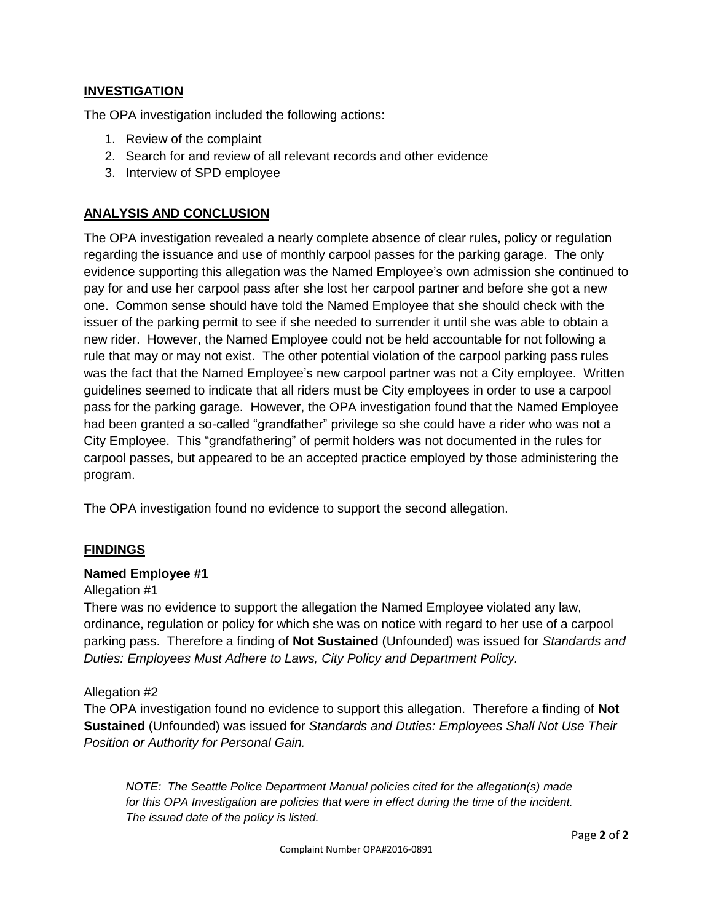## INVESTIGATION

The OPA investigation included the following actions:

1. Review of the complaint
2. Search for and review of all relevant records and other evidence
3. Interview of SPD employee

## ANALYSIS AND CONCLUSION

The OPA investigation revealed a nearly complete absence of clear rules, policy or regulation regarding the issuance and use of monthly carpool passes for the parking garage. The only evidence supporting this allegation was the Named Employee's own admission she continued to pay for and use her carpool pass after she lost her carpool partner and before she got a new one. Common sense should have told the Named Employee that she should check with the issuer of the parking permit to see if she needed to surrender it until she was able to obtain a new rider. However, the Named Employee could not be held accountable for not following a rule that may or may not exist. The other potential violation of the carpool parking pass rules was the fact that the Named Employee's new carpool partner was not a City employee. Written guidelines seemed to indicate that all riders must be City employees in order to use a carpool pass for the parking garage. However, the OPA investigation found that the Named Employee had been granted a so-called "grandfather" privilege so she could have a rider who was not a City Employee. This "grandfathering" of permit holders was not documented in the rules for carpool passes, but appeared to be an accepted practice employed by those administering the program.

The OPA investigation found no evidence to support the second allegation.

## FINDINGS

### Named Employee #1

Allegation #1

There was no evidence to support the allegation the Named Employee violated any law, ordinance, regulation or policy for which she was on notice with regard to her use of a carpool parking pass. Therefore a finding of **Not Sustained** (Unfounded) was issued for *Standards and Duties: Employees Must Adhere to Laws, City Policy and Department Policy.*

Allegation #2

The OPA investigation found no evidence to support this allegation. Therefore a finding of **Not Sustained** (Unfounded) was issued for *Standards and Duties: Employees Shall Not Use Their Position or Authority for Personal Gain.*

*NOTE: The Seattle Police Department Manual policies cited for the allegation(s) made for this OPA Investigation are policies that were in effect during the time of the incident. The issued date of the policy is listed.*

Complaint Number OPA#2016-0891